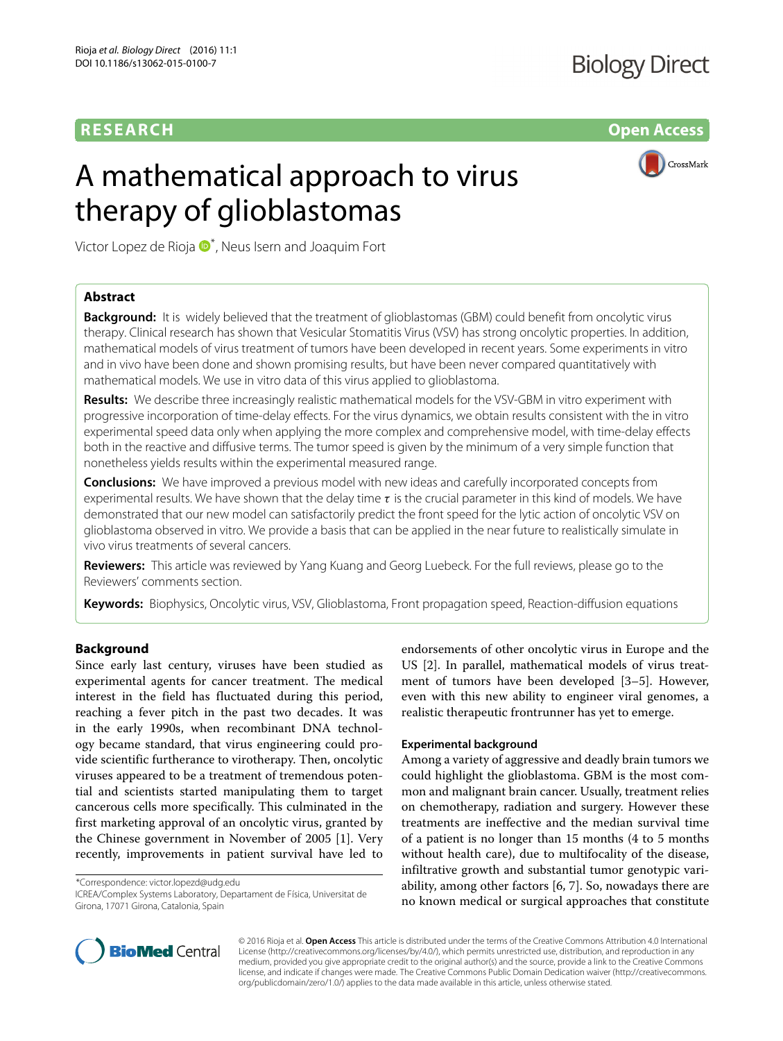RESEARCH | Open Access

# A mathematical approach to virus therapy of glioblastomas

Victor Lopez de Rioja*, Neus Isern and Joaquim Fort

## Abstract

**Background:** It is widely believed that the treatment of glioblastomas (GBM) could benefit from oncolytic virus therapy. Clinical research has shown that Vesicular Stomatitis Virus (VSV) has strong oncolytic properties. In addition, mathematical models of virus treatment of tumors have been developed in recent years. Some experiments in vitro and in vivo have been done and shown promising results, but have been never compared quantitatively with mathematical models. We use in vitro data of this virus applied to glioblastoma.

**Results:** We describe three increasingly realistic mathematical models for the VSV-GBM in vitro experiment with progressive incorporation of time-delay effects. For the virus dynamics, we obtain results consistent with the in vitro experimental speed data only when applying the more complex and comprehensive model, with time-delay effects both in the reactive and diffusive terms. The tumor speed is given by the minimum of a very simple function that nonetheless yields results within the experimental measured range.

**Conclusions:** We have improved a previous model with new ideas and carefully incorporated concepts from experimental results. We have shown that the delay time $\tau$ is the crucial parameter in this kind of models. We have demonstrated that our new model can satisfactorily predict the front speed for the lytic action of oncolytic VSV on glioblastoma observed in vitro. We provide a basis that can be applied in the near future to realistically simulate in vivo virus treatments of several cancers.

**Reviewers:** This article was reviewed by Yang Kuang and Georg Luebeck. For the full reviews, please go to the Reviewers' comments section.

**Keywords:** Biophysics, Oncolytic virus, VSV, Glioblastoma, Front propagation speed, Reaction-diffusion equations

## Background

Since early last century, viruses have been studied as experimental agents for cancer treatment. The medical interest in the field has fluctuated during this period, reaching a fever pitch in the past two decades. It was in the early 1990s, when recombinant DNA technology became standard, that virus engineering could provide scientific furtherance to virotherapy. Then, oncolytic viruses appeared to be a treatment of tremendous potential and scientists started manipulating them to target cancerous cells more specifically. This culminated in the first marketing approval of an oncolytic virus, granted by the Chinese government in November of 2005 [1]. Very recently, improvements in patient survival have led to endorsements of other oncolytic virus in Europe and the US [2]. In parallel, mathematical models of virus treatment of tumors have been developed [3–5]. However, even with this new ability to engineer viral genomes, a realistic therapeutic frontrunner has yet to emerge.

### Experimental background

Among a variety of aggressive and deadly brain tumors we could highlight the glioblastoma. GBM is the most common and malignant brain cancer. Usually, treatment relies on chemotherapy, radiation and surgery. However these treatments are ineffective and the median survival time of a patient is no longer than 15 months (4 to 5 months without health care), due to multifocality of the disease, infiltrative growth and substantial tumor genotypic variability, among other factors [6, 7]. So, nowadays there are no known medical or surgical approaches that constitute

*Correspondence: victor.lopezd@udg.edu
ICREA/Complex Systems Laboratory, Departament de Física, Universitat de Girona, 17071 Girona, Catalonia, Spain

© 2016 Rioja et al. **Open Access** This article is distributed under the terms of the Creative Commons Attribution 4.0 International License (http://creativecommons.org/licenses/by/4.0/), which permits unrestricted use, distribution, and reproduction in any medium, provided you give appropriate credit to the original author(s) and the source, provide a link to the Creative Commons license, and indicate if changes were made. The Creative Commons Public Domain Dedication waiver (http://creativecommons.org/publicdomain/zero/1.0/) applies to the data made available in this article, unless otherwise stated.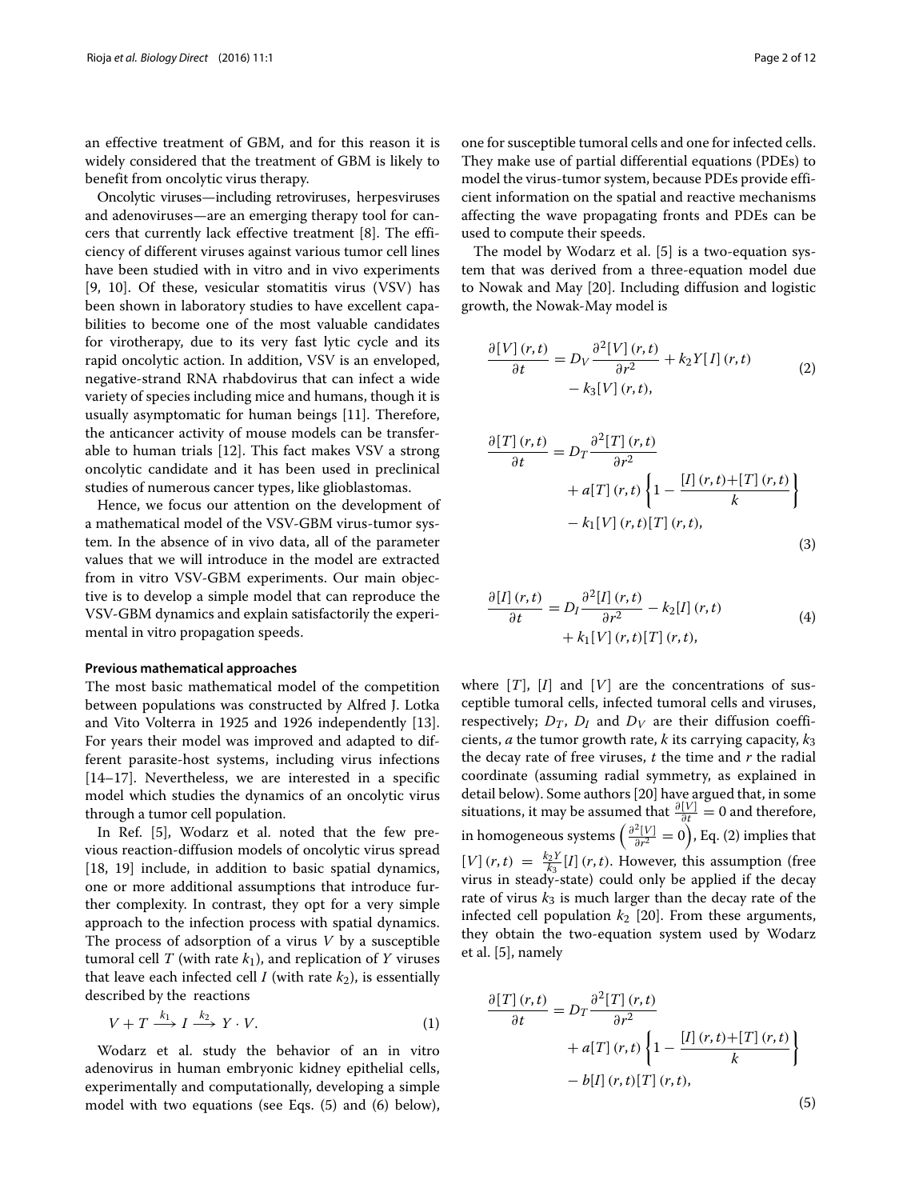an effective treatment of GBM, and for this reason it is widely considered that the treatment of GBM is likely to benefit from oncolytic virus therapy.

Oncolytic viruses—including retroviruses, herpesviruses and adenoviruses—are an emerging therapy tool for cancers that currently lack effective treatment [8]. The efficiency of different viruses against various tumor cell lines have been studied with in vitro and in vivo experiments [9, 10]. Of these, vesicular stomatitis virus (VSV) has been shown in laboratory studies to have excellent capabilities to become one of the most valuable candidates for virotherapy, due to its very fast lytic cycle and its rapid oncolytic action. In addition, VSV is an enveloped, negative-strand RNA rhabdovirus that can infect a wide variety of species including mice and humans, though it is usually asymptomatic for human beings [11]. Therefore, the anticancer activity of mouse models can be transferable to human trials [12]. This fact makes VSV a strong oncolytic candidate and it has been used in preclinical studies of numerous cancer types, like glioblastomas.

Hence, we focus our attention on the development of a mathematical model of the VSV-GBM virus-tumor system. In the absence of in vivo data, all of the parameter values that we will introduce in the model are extracted from in vitro VSV-GBM experiments. Our main objective is to develop a simple model that can reproduce the VSV-GBM dynamics and explain satisfactorily the experimental in vitro propagation speeds.

#### Previous mathematical approaches

The most basic mathematical model of the competition between populations was constructed by Alfred J. Lotka and Vito Volterra in 1925 and 1926 independently [13]. For years their model was improved and adapted to different parasite-host systems, including virus infections [14–17]. Nevertheless, we are interested in a specific model which studies the dynamics of an oncolytic virus through a tumor cell population.

In Ref. [5], Wodarz et al. noted that the few previous reaction-diffusion models of oncolytic virus spread [18, 19] include, in addition to basic spatial dynamics, one or more additional assumptions that introduce further complexity. In contrast, they opt for a very simple approach to the infection process with spatial dynamics. The process of adsorption of a virus $V$ by a susceptible tumoral cell $T$ (with rate $k_1$), and replication of $Y$ viruses that leave each infected cell $I$ (with rate $k_2$), is essentially described by the reactions

$$V + T \xrightarrow{k_1} I \xrightarrow{k_2} Y \cdot V. \tag{1}$$

Wodarz et al. study the behavior of an in vitro adenovirus in human embryonic kidney epithelial cells, experimentally and computationally, developing a simple model with two equations (see Eqs. (5) and (6) below), one for susceptible tumoral cells and one for infected cells. They make use of partial differential equations (PDEs) to model the virus-tumor system, because PDEs provide efficient information on the spatial and reactive mechanisms affecting the wave propagating fronts and PDEs can be used to compute their speeds.

The model by Wodarz et al. [5] is a two-equation system that was derived from a three-equation model due to Nowak and May [20]. Including diffusion and logistic growth, the Nowak-May model is

$$\frac{\partial [V](r,t)}{\partial t} = D_V \frac{\partial^2 [V](r,t)}{\partial r^2} + k_2 Y [I](r,t) - k_3 [V](r,t), \tag{2}$$

$$\frac{\partial [T](r,t)}{\partial t} = D_T \frac{\partial^2 [T](r,t)}{\partial r^2} + a[T](r,t)\left\{1 - \frac{[I](r,t)+[T](r,t)}{k}\right\} - k_1 [V](r,t)[T](r,t), \tag{3}$$

$$\frac{\partial [I](r,t)}{\partial t} = D_I \frac{\partial^2 [I](r,t)}{\partial r^2} - k_2 [I](r,t) + k_1 [V](r,t)[T](r,t), \tag{4}$$

where $[T]$, $[I]$ and $[V]$ are the concentrations of susceptible tumoral cells, infected tumoral cells and viruses, respectively; $D_T$, $D_I$ and $D_V$ are their diffusion coefficients, $a$ the tumor growth rate, $k$ its carrying capacity, $k_3$ the decay rate of free viruses, $t$ the time and $r$ the radial coordinate (assuming radial symmetry, as explained in detail below). Some authors [20] have argued that, in some situations, it may be assumed that $\frac{\partial [V]}{\partial t} = 0$ and therefore, in homogeneous systems $\left(\frac{\partial^2 [V]}{\partial r^2} = 0\right)$, Eq. (2) implies that $[V](r,t) = \frac{k_2 Y}{k_3}[I](r,t)$. However, this assumption (free virus in steady-state) could only be applied if the decay rate of virus $k_3$ is much larger than the decay rate of the infected cell population $k_2$ [20]. From these arguments, they obtain the two-equation system used by Wodarz et al. [5], namely

$$\frac{\partial [T](r,t)}{\partial t} = D_T \frac{\partial^2 [T](r,t)}{\partial r^2} + a[T](r,t)\left\{1 - \frac{[I](r,t)+[T](r,t)}{k}\right\} - b[I](r,t)[T](r,t), \tag{5}$$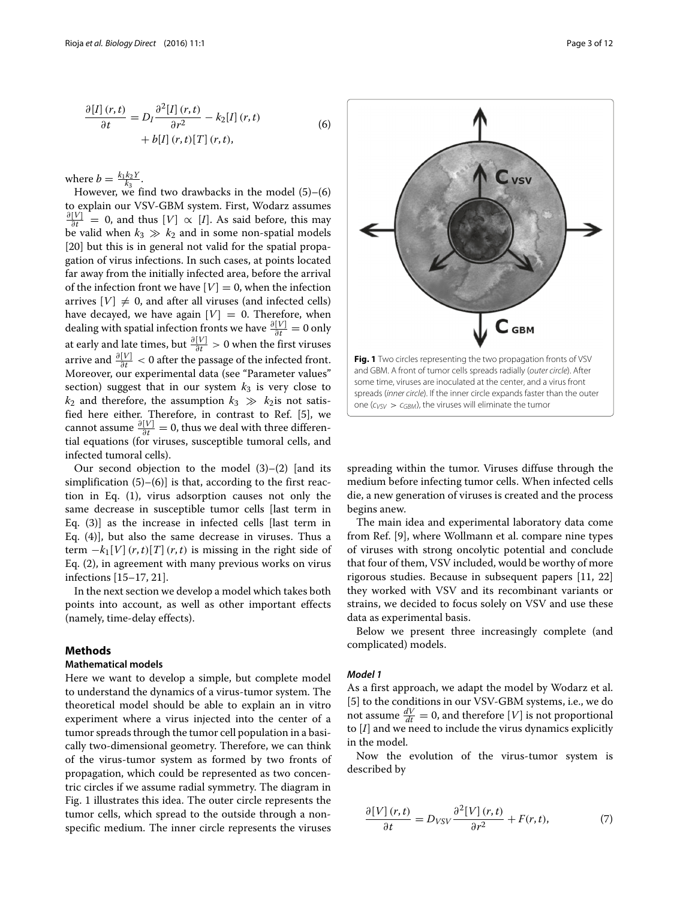$$\frac{\partial [I](r,t)}{\partial t} = D_I \frac{\partial^2 [I](r,t)}{\partial r^2} - k_2 [I](r,t) + b[I](r,t)[T](r,t), \tag{6}$$

where $b = \frac{k_1 k_2 Y}{k_3}$.

However, we find two drawbacks in the model (5)–(6) to explain our VSV-GBM system. First, Wodarz assumes $\frac{\partial [V]}{\partial t} = 0$, and thus $[V] \propto [I]$. As said before, this may be valid when $k_3 \gg k_2$ and in some non-spatial models [20] but this is in general not valid for the spatial propagation of virus infections. In such cases, at points located far away from the initially infected area, before the arrival of the infection front we have $[V] = 0$, when the infection arrives $[V] \neq 0$, and after all viruses (and infected cells) have decayed, we have again $[V] = 0$. Therefore, when dealing with spatial infection fronts we have $\frac{\partial [V]}{\partial t} = 0$ only at early and late times, but $\frac{\partial [V]}{\partial t} > 0$ when the first viruses arrive and $\frac{\partial [V]}{\partial t} < 0$ after the passage of the infected front. Moreover, our experimental data (see "Parameter values" section) suggest that in our system $k_3$ is very close to $k_2$ and therefore, the assumption $k_3 \gg k_2$is not satisfied here either. Therefore, in contrast to Ref. [5], we cannot assume $\frac{\partial [V]}{\partial t} = 0$, thus we deal with three differential equations (for viruses, susceptible tumoral cells, and infected tumoral cells).

Our second objection to the model (3)–(2) [and its simplification (5)–(6)] is that, according to the first reaction in Eq. (1), virus adsorption causes not only the same decrease in susceptible tumor cells [last term in Eq. (3)] as the increase in infected cells [last term in Eq. (4)], but also the same decrease in viruses. Thus a term $-k_1[V](r,t)[T](r,t)$ is missing in the right side of Eq. (2), in agreement with many previous works on virus infections [15–17, 21].

In the next section we develop a model which takes both points into account, as well as other important effects (namely, time-delay effects).

## Methods

### Mathematical models

Here we want to develop a simple, but complete model to understand the dynamics of a virus-tumor system. The theoretical model should be able to explain an in vitro experiment where a virus injected into the center of a tumor spreads through the tumor cell population in a basically two-dimensional geometry. Therefore, we can think of the virus-tumor system as formed by two fronts of propagation, which could be represented as two concentric circles if we assume radial symmetry. The diagram in Fig. 1 illustrates this idea. The outer circle represents the tumor cells, which spread to the outside through a non-specific medium. The inner circle represents the viruses spreading within the tumor. Viruses diffuse through the medium before infecting tumor cells. When infected cells die, a new generation of viruses is created and the process begins anew.

**Fig. 1** Two circles representing the two propagation fronts of VSV and GBM. A front of tumor cells spreads radially (*outer circle*). After some time, viruses are inoculated at the center, and a virus front spreads (*inner circle*). If the inner circle expands faster than the outer one ($c_{VSV} > c_{GBM}$), the viruses will eliminate the tumor

The main idea and experimental laboratory data come from Ref. [9], where Wollmann et al. compare nine types of viruses with strong oncolytic potential and conclude that four of them, VSV included, would be worthy of more rigorous studies. Because in subsequent papers [11, 22] they worked with VSV and its recombinant variants or strains, we decided to focus solely on VSV and use these data as experimental basis.

Below we present three increasingly complete (and complicated) models.

#### *Model 1*

As a first approach, we adapt the model by Wodarz et al. [5] to the conditions in our VSV-GBM systems, i.e., we do not assume $\frac{dV}{dt} = 0$, and therefore $[V]$ is not proportional to $[I]$ and we need to include the virus dynamics explicitly in the model.

Now the evolution of the virus-tumor system is described by

$$\frac{\partial [V](r,t)}{\partial t} = D_{VSV} \frac{\partial^2 [V](r,t)}{\partial r^2} + F(r,t), \tag{7}$$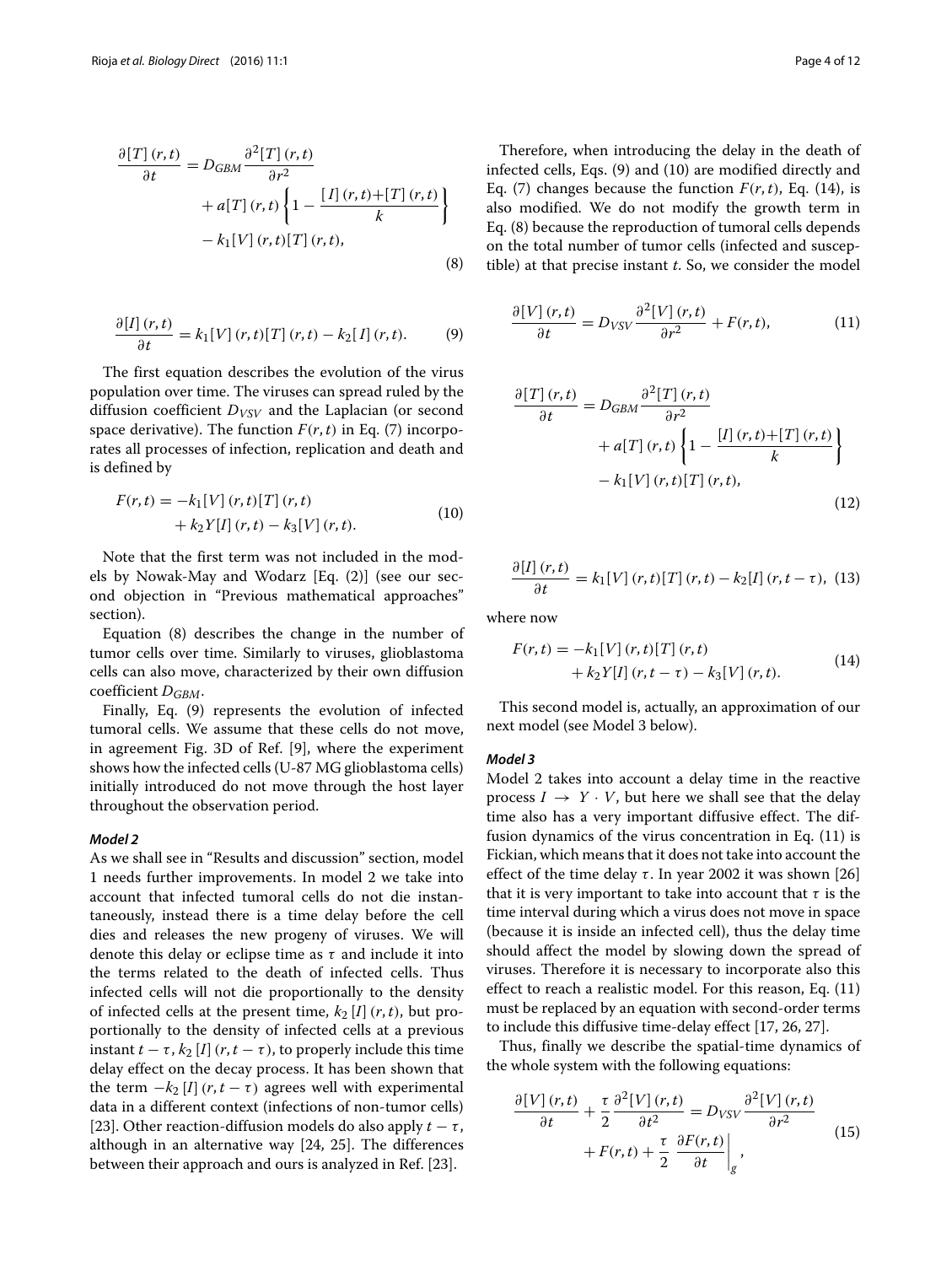$$\frac{\partial [T](r,t)}{\partial t} = D_{GBM} \frac{\partial^2 [T](r,t)}{\partial r^2} + a[T](r,t) \left\{ 1 - \frac{[I](r,t) + [T](r,t)}{k} \right\} - k_1 [V](r,t)[T](r,t), \tag{8}$$

$$\frac{\partial [I](r,t)}{\partial t} = k_1 [V](r,t)[T](r,t) - k_2 [I](r,t). \tag{9}$$

The first equation describes the evolution of the virus population over time. The viruses can spread ruled by the diffusion coefficient $D_{VSV}$ and the Laplacian (or second space derivative). The function $F(r,t)$ in Eq. (7) incorporates all processes of infection, replication and death and is defined by

$$F(r,t) = -k_1 [V](r,t)[T](r,t) + k_2 Y [I](r,t) - k_3 [V](r,t). \tag{10}$$

Note that the first term was not included in the models by Nowak-May and Wodarz [Eq. (2)] (see our second objection in "Previous mathematical approaches" section).

Equation (8) describes the change in the number of tumor cells over time. Similarly to viruses, glioblastoma cells can also move, characterized by their own diffusion coefficient $D_{GBM}$.

Finally, Eq. (9) represents the evolution of infected tumoral cells. We assume that these cells do not move, in agreement Fig. 3D of Ref. [9], where the experiment shows how the infected cells (U-87 MG glioblastoma cells) initially introduced do not move through the host layer throughout the observation period.

#### *Model 2*

As we shall see in "Results and discussion" section, model 1 needs further improvements. In model 2 we take into account that infected tumoral cells do not die instantaneously, instead there is a time delay before the cell dies and releases the new progeny of viruses. We will denote this delay or eclipse time as $\tau$ and include it into the terms related to the death of infected cells. Thus infected cells will not die proportionally to the density of infected cells at the present time, $k_2 [I](r,t)$, but proportionally to the density of infected cells at a previous instant $t - \tau$, $k_2 [I](r, t - \tau)$, to properly include this time delay effect on the decay process. It has been shown that the term $-k_2 [I](r, t - \tau)$ agrees well with experimental data in a different context (infections of non-tumor cells) [23]. Other reaction-diffusion models do also apply $t - \tau$, although in an alternative way [24, 25]. The differences between their approach and ours is analyzed in Ref. [23].

Therefore, when introducing the delay in the death of infected cells, Eqs. (9) and (10) are modified directly and Eq. (7) changes because the function $F(r,t)$, Eq. (14), is also modified. We do not modify the growth term in Eq. (8) because the reproduction of tumoral cells depends on the total number of tumor cells (infected and susceptible) at that precise instant $t$. So, we consider the model

$$\frac{\partial [V](r,t)}{\partial t} = D_{VSV} \frac{\partial^2 [V](r,t)}{\partial r^2} + F(r,t), \tag{11}$$

$$\frac{\partial [T](r,t)}{\partial t} = D_{GBM} \frac{\partial^2 [T](r,t)}{\partial r^2} + a[T](r,t) \left\{ 1 - \frac{[I](r,t) + [T](r,t)}{k} \right\} - k_1 [V](r,t)[T](r,t), \tag{12}$$

$$\frac{\partial [I](r,t)}{\partial t} = k_1 [V](r,t)[T](r,t) - k_2 [I](r, t - \tau), \tag{13}$$

where now

$$F(r,t) = -k_1 [V](r,t)[T](r,t) + k_2 Y [I](r, t - \tau) - k_3 [V](r,t). \tag{14}$$

This second model is, actually, an approximation of our next model (see Model 3 below).

#### *Model 3*

Model 2 takes into account a delay time in the reactive process $I \rightarrow Y \cdot V$, but here we shall see that the delay time also has a very important diffusive effect. The diffusion dynamics of the virus concentration in Eq. (11) is Fickian, which means that it does not take into account the effect of the time delay $\tau$. In year 2002 it was shown [26] that it is very important to take into account that $\tau$ is the time interval during which a virus does not move in space (because it is inside an infected cell), thus the delay time should affect the model by slowing down the spread of viruses. Therefore it is necessary to incorporate also this effect to reach a realistic model. For this reason, Eq. (11) must be replaced by an equation with second-order terms to include this diffusive time-delay effect [17, 26, 27].

Thus, finally we describe the spatial-time dynamics of the whole system with the following equations:

$$\frac{\partial [V](r,t)}{\partial t} + \frac{\tau}{2} \frac{\partial^2 [V](r,t)}{\partial t^2} = D_{VSV} \frac{\partial^2 [V](r,t)}{\partial r^2} + F(r,t) + \frac{\tau}{2} \left. \frac{\partial F(r,t)}{\partial t} \right|_g, \tag{15}$$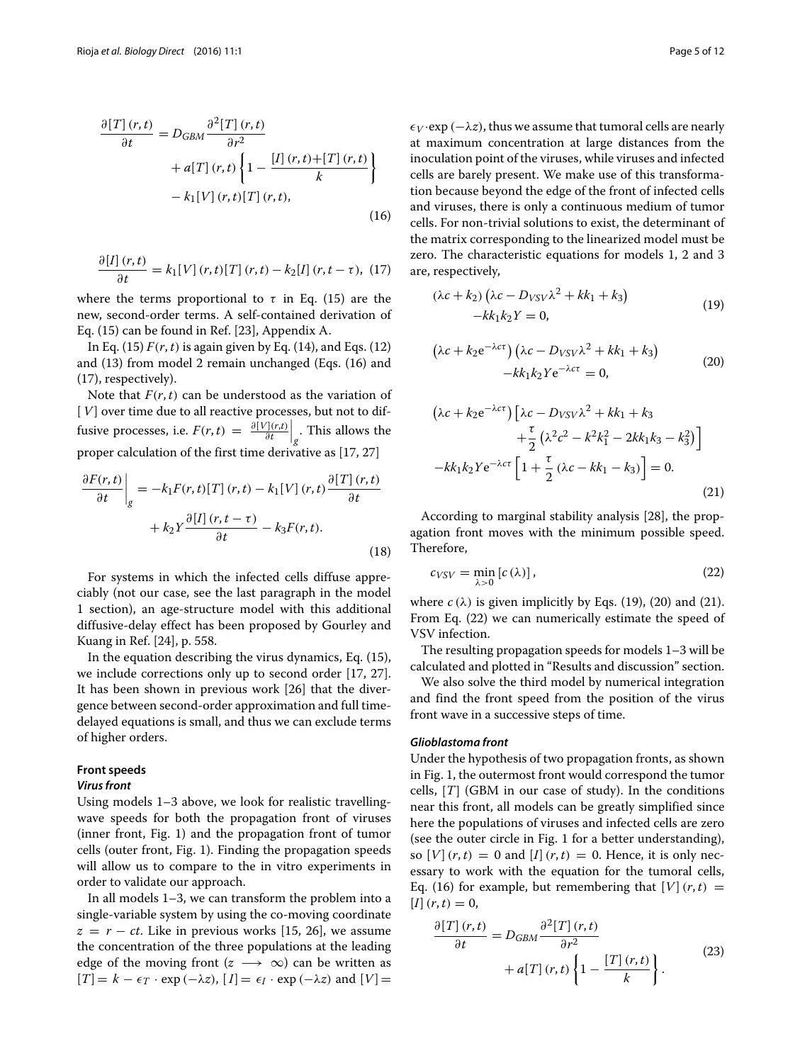$$\frac{\partial [T](r,t)}{\partial t} = D_{GBM}\frac{\partial^2 [T](r,t)}{\partial r^2} + a[T](r,t)\left\{1 - \frac{[I](r,t)+[T](r,t)}{k}\right\} - k_1[V](r,t)[T](r,t), \tag{16}$$

$$\frac{\partial [I](r,t)}{\partial t} = k_1[V](r,t)[T](r,t) - k_2[I](r,t-\tau), \tag{17}$$

where the terms proportional to $\tau$ in Eq. (15) are the new, second-order terms. A self-contained derivation of Eq. (15) can be found in Ref. [23], Appendix A.

In Eq. (15) $F(r,t)$ is again given by Eq. (14), and Eqs. (12) and (13) from model 2 remain unchanged (Eqs. (16) and (17), respectively).

Note that $F(r,t)$ can be understood as the variation of $[V]$ over time due to all reactive processes, but not to diffusive processes, i.e. $F(r,t) = \left.\frac{\partial [V](r,t)}{\partial t}\right|_g$. This allows the proper calculation of the first time derivative as [17, 27]

$$\left.\frac{\partial F(r,t)}{\partial t}\right|_g = -k_1 F(r,t)[T](r,t) - k_1[V](r,t)\frac{\partial [T](r,t)}{\partial t} + k_2 Y\frac{\partial [I](r,t-\tau)}{\partial t} - k_3 F(r,t). \tag{18}$$

For systems in which the infected cells diffuse appreciably (not our case, see the last paragraph in the model 1 section), an age-structure model with this additional diffusive-delay effect has been proposed by Gourley and Kuang in Ref. [24], p. 558.

In the equation describing the virus dynamics, Eq. (15), we include corrections only up to second order [17, 27]. It has been shown in previous work [26] that the divergence between second-order approximation and full time-delayed equations is small, and thus we can exclude terms of higher orders.

### Front speeds

#### *Virus front*

Using models 1–3 above, we look for realistic travelling-wave speeds for both the propagation front of viruses (inner front, Fig. 1) and the propagation front of tumor cells (outer front, Fig. 1). Finding the propagation speeds will allow us to compare to the in vitro experiments in order to validate our approach.

In all models 1–3, we can transform the problem into a single-variable system by using the co-moving coordinate $z = r - ct$. Like in previous works [15, 26], we assume the concentration of the three populations at the leading edge of the moving front ($z \longrightarrow \infty$) can be written as $[T] = k - \epsilon_T \cdot \exp(-\lambda z)$, $[I] = \epsilon_I \cdot \exp(-\lambda z)$ and $[V] = \epsilon_V \cdot \exp(-\lambda z)$, thus we assume that tumoral cells are nearly at maximum concentration at large distances from the inoculation point of the viruses, while viruses and infected cells are barely present. We make use of this transformation because beyond the edge of the front of infected cells and viruses, there is only a continuous medium of tumor cells. For non-trivial solutions to exist, the determinant of the matrix corresponding to the linearized model must be zero. The characteristic equations for models 1, 2 and 3 are, respectively,

$$(\lambda c + k_2)\left(\lambda c - D_{VSV}\lambda^2 + kk_1 + k_3\right) - kk_1k_2Y = 0, \tag{19}$$

$$\left(\lambda c + k_2 e^{-\lambda c\tau}\right)\left(\lambda c - D_{VSV}\lambda^2 + kk_1 + k_3\right) - kk_1k_2Y e^{-\lambda c\tau} = 0, \tag{20}$$

$$\left(\lambda c + k_2 e^{-\lambda c\tau}\right)\left[\lambda c - D_{VSV}\lambda^2 + kk_1 + k_3 + \frac{\tau}{2}\left(\lambda^2c^2 - k^2k_1^2 - 2kk_1k_3 - k_3^2\right)\right] - kk_1k_2Y e^{-\lambda c\tau}\left[1 + \frac{\tau}{2}\left(\lambda c - kk_1 - k_3\right)\right] = 0. \tag{21}$$

According to marginal stability analysis [28], the propagation front moves with the minimum possible speed. Therefore,

$$c_{VSV} = \min_{\lambda>0}\left[c(\lambda)\right], \tag{22}$$

where $c(\lambda)$ is given implicitly by Eqs. (19), (20) and (21). From Eq. (22) we can numerically estimate the speed of VSV infection.

The resulting propagation speeds for models 1–3 will be calculated and plotted in "Results and discussion" section.

We also solve the third model by numerical integration and find the front speed from the position of the virus front wave in a successive steps of time.

#### *Glioblastoma front*

Under the hypothesis of two propagation fronts, as shown in Fig. 1, the outermost front would correspond the tumor cells, $[T]$ (GBM in our case of study). In the conditions near this front, all models can be greatly simplified since here the populations of viruses and infected cells are zero (see the outer circle in Fig. 1 for a better understanding), so $[V](r,t) = 0$ and $[I](r,t) = 0$. Hence, it is only necessary to work with the equation for the tumoral cells, Eq. (16) for example, but remembering that $[V](r,t) = [I](r,t) = 0$,

$$\frac{\partial [T](r,t)}{\partial t} = D_{GBM}\frac{\partial^2 [T](r,t)}{\partial r^2} + a[T](r,t)\left\{1 - \frac{[T](r,t)}{k}\right\}. \tag{23}$$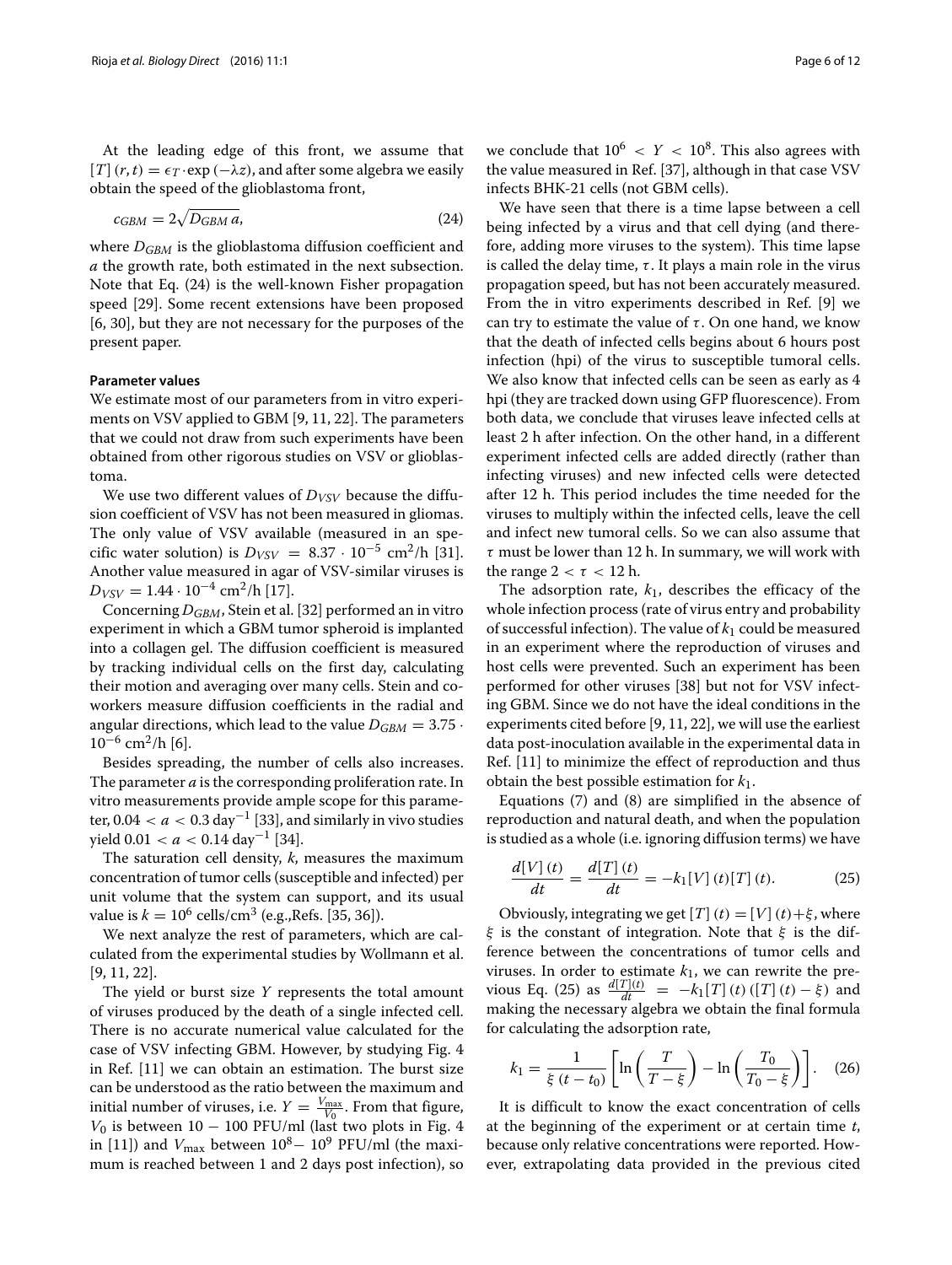At the leading edge of this front, we assume that $[T](r,t) = \epsilon_T \cdot \exp(-\lambda z)$, and after some algebra we easily obtain the speed of the glioblastoma front,

$$c_{GBM} = 2\sqrt{D_{GBM}\, a}, \tag{24}$$

where $D_{GBM}$ is the glioblastoma diffusion coefficient and $a$ the growth rate, both estimated in the next subsection. Note that Eq. (24) is the well-known Fisher propagation speed [29]. Some recent extensions have been proposed [6, 30], but they are not necessary for the purposes of the present paper.

#### Parameter values

We estimate most of our parameters from in vitro experiments on VSV applied to GBM [9, 11, 22]. The parameters that we could not draw from such experiments have been obtained from other rigorous studies on VSV or glioblastoma.

We use two different values of $D_{VSV}$ because the diffusion coefficient of VSV has not been measured in gliomas. The only value of VSV available (measured in an specific water solution) is $D_{VSV} = 8.37 \cdot 10^{-5}$ cm$^2$/h [31]. Another value measured in agar of VSV-similar viruses is $D_{VSV} = 1.44 \cdot 10^{-4}$ cm$^2$/h [17].

Concerning $D_{GBM}$, Stein et al. [32] performed an in vitro experiment in which a GBM tumor spheroid is implanted into a collagen gel. The diffusion coefficient is measured by tracking individual cells on the first day, calculating their motion and averaging over many cells. Stein and coworkers measure diffusion coefficients in the radial and angular directions, which lead to the value $D_{GBM} = 3.75 \cdot 10^{-6}$ cm$^2$/h [6].

Besides spreading, the number of cells also increases. The parameter $a$ is the corresponding proliferation rate. In vitro measurements provide ample scope for this parameter, $0.04 < a < 0.3$ day$^{-1}$ [33], and similarly in vivo studies yield $0.01 < a < 0.14$ day$^{-1}$ [34].

The saturation cell density, $k$, measures the maximum concentration of tumor cells (susceptible and infected) per unit volume that the system can support, and its usual value is $k = 10^6$ cells/cm$^3$ (e.g.,Refs. [35, 36]).

We next analyze the rest of parameters, which are calculated from the experimental studies by Wollmann et al. [9, 11, 22].

The yield or burst size $Y$ represents the total amount of viruses produced by the death of a single infected cell. There is no accurate numerical value calculated for the case of VSV infecting GBM. However, by studying Fig. 4 in Ref. [11] we can obtain an estimation. The burst size can be understood as the ratio between the maximum and initial number of viruses, i.e. $Y = \frac{V_{\max}}{V_0}$. From that figure, $V_0$ is between $10 - 100$ PFU/ml (last two plots in Fig. 4 in [11]) and $V_{\max}$ between $10^8 - 10^9$ PFU/ml (the maximum is reached between 1 and 2 days post infection), so we conclude that $10^6 < Y < 10^8$. This also agrees with the value measured in Ref. [37], although in that case VSV infects BHK-21 cells (not GBM cells).

We have seen that there is a time lapse between a cell being infected by a virus and that cell dying (and therefore, adding more viruses to the system). This time lapse is called the delay time, $\tau$. It plays a main role in the virus propagation speed, but has not been accurately measured. From the in vitro experiments described in Ref. [9] we can try to estimate the value of $\tau$. On one hand, we know that the death of infected cells begins about 6 hours post infection (hpi) of the virus to susceptible tumoral cells. We also know that infected cells can be seen as early as 4 hpi (they are tracked down using GFP fluorescence). From both data, we conclude that viruses leave infected cells at least 2 h after infection. On the other hand, in a different experiment infected cells are added directly (rather than infecting viruses) and new infected cells were detected after 12 h. This period includes the time needed for the viruses to multiply within the infected cells, leave the cell and infect new tumoral cells. So we can also assume that $\tau$ must be lower than 12 h. In summary, we will work with the range $2 < \tau < 12$ h.

The adsorption rate, $k_1$, describes the efficacy of the whole infection process (rate of virus entry and probability of successful infection). The value of $k_1$ could be measured in an experiment where the reproduction of viruses and host cells were prevented. Such an experiment has been performed for other viruses [38] but not for VSV infecting GBM. Since we do not have the ideal conditions in the experiments cited before [9, 11, 22], we will use the earliest data post-inoculation available in the experimental data in Ref. [11] to minimize the effect of reproduction and thus obtain the best possible estimation for $k_1$.

Equations (7) and (8) are simplified in the absence of reproduction and natural death, and when the population is studied as a whole (i.e. ignoring diffusion terms) we have

$$\frac{d[V](t)}{dt} = \frac{d[T](t)}{dt} = -k_1[V](t)[T](t). \tag{25}$$

Obviously, integrating we get $[T](t) = [V](t) + \xi$, where $\xi$ is the constant of integration. Note that $\xi$ is the difference between the concentrations of tumor cells and viruses. In order to estimate $k_1$, we can rewrite the previous Eq. (25) as $\frac{d[T](t)}{dt} = -k_1[T](t)([T](t) - \xi)$ and making the necessary algebra we obtain the final formula for calculating the adsorption rate,

$$k_1 = \frac{1}{\xi\,(t - t_0)}\left[\ln\left(\frac{T}{T - \xi}\right) - \ln\left(\frac{T_0}{T_0 - \xi}\right)\right]. \tag{26}$$

It is difficult to know the exact concentration of cells at the beginning of the experiment or at certain time $t$, because only relative concentrations were reported. However, extrapolating data provided in the previous cited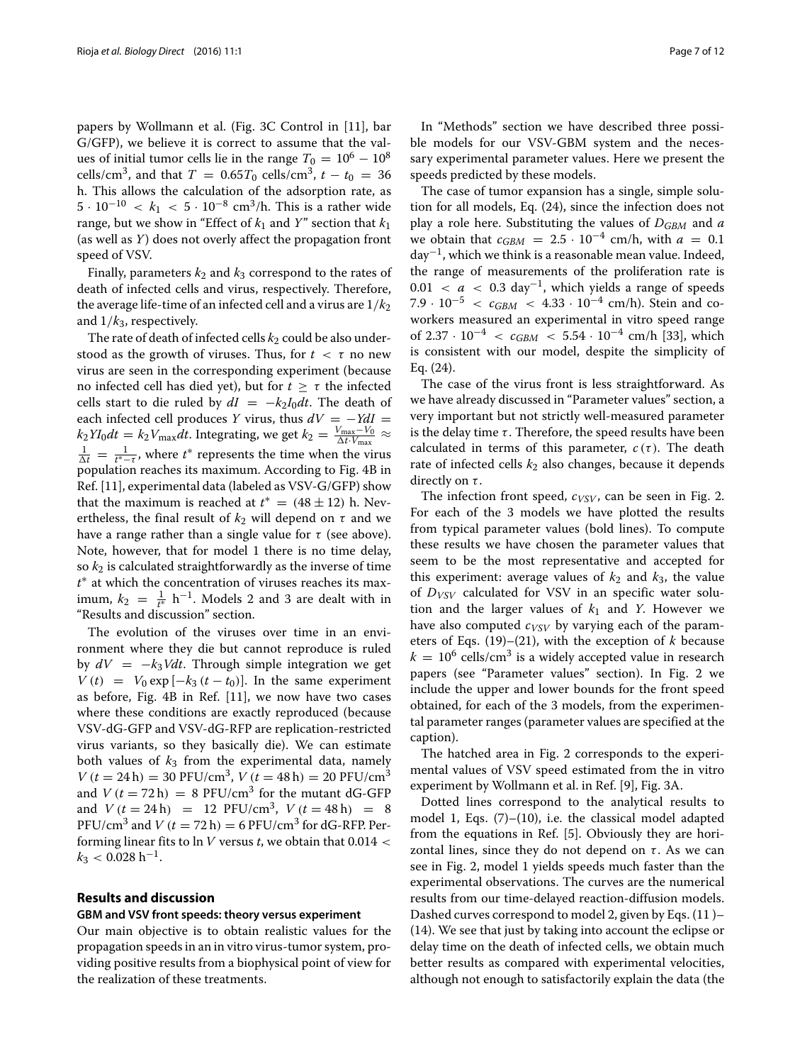papers by Wollmann et al. (Fig. 3C Control in [11], bar G/GFP), we believe it is correct to assume that the values of initial tumor cells lie in the range $T_0 = 10^6 - 10^8$ cells/cm$^3$, and that $T = 0.65T_0$ cells/cm$^3$, $t - t_0 = 36$ h. This allows the calculation of the adsorption rate, as $5 \cdot 10^{-10} < k_1 < 5 \cdot 10^{-8}$ cm$^3$/h. This is a rather wide range, but we show in "Effect of $k_1$ and $Y$" section that $k_1$ (as well as $Y$) does not overly affect the propagation front speed of VSV.

Finally, parameters $k_2$ and $k_3$ correspond to the rates of death of infected cells and virus, respectively. Therefore, the average life-time of an infected cell and a virus are $1/k_2$ and $1/k_3$, respectively.

The rate of death of infected cells $k_2$ could be also understood as the growth of viruses. Thus, for $t < \tau$ no new virus are seen in the corresponding experiment (because no infected cell has died yet), but for $t \geq \tau$ the infected cells start to die ruled by $dI = -k_2 I_0 dt$. The death of each infected cell produces $Y$ virus, thus $dV = -YdI = k_2 Y I_0 dt = k_2 V_{\max} dt$. Integrating, we get $k_2 = \frac{V_{\max} - V_0}{\Delta t \cdot V_{\max}} \approx \frac{1}{\Delta t} = \frac{1}{t^* - \tau}$, where $t^*$ represents the time when the virus population reaches its maximum. According to Fig. 4B in Ref. [11], experimental data (labeled as VSV-G/GFP) show that the maximum is reached at $t^* = (48 \pm 12)$ h. Nevertheless, the final result of $k_2$ will depend on $\tau$ and we have a range rather than a single value for $\tau$ (see above). Note, however, that for model 1 there is no time delay, so $k_2$ is calculated straightforwardly as the inverse of time $t^*$ at which the concentration of viruses reaches its maximum, $k_2 = \frac{1}{t^*}$ h$^{-1}$. Models 2 and 3 are dealt with in "Results and discussion" section.

The evolution of the viruses over time in an environment where they die but cannot reproduce is ruled by $dV = -k_3 V dt$. Through simple integration we get $V(t) = V_0 \exp\left[-k_3 (t - t_0)\right]$. In the same experiment as before, Fig. 4B in Ref. [11], we now have two cases where these conditions are exactly reproduced (because VSV-dG-GFP and VSV-dG-RFP are replication-restricted virus variants, so they basically die). We can estimate both values of $k_3$ from the experimental data, namely $V(t = 24\,\text{h}) = 30$ PFU/cm$^3$, $V(t = 48\,\text{h}) = 20$ PFU/cm$^3$ and $V(t = 72\,\text{h}) = 8$ PFU/cm$^3$ for the mutant dG-GFP and $V(t = 24\,\text{h}) = 12$ PFU/cm$^3$, $V(t = 48\,\text{h}) = 8$ PFU/cm$^3$ and $V(t = 72\,\text{h}) = 6$ PFU/cm$^3$ for dG-RFP. Performing linear fits to $\ln V$ versus $t$, we obtain that $0.014 < k_3 < 0.028$ h$^{-1}$.

## Results and discussion

### GBM and VSV front speeds: theory versus experiment

Our main objective is to obtain realistic values for the propagation speeds in an in vitro virus-tumor system, providing positive results from a biophysical point of view for the realization of these treatments.

In "Methods" section we have described three possible models for our VSV-GBM system and the necessary experimental parameter values. Here we present the speeds predicted by these models.

The case of tumor expansion has a single, simple solution for all models, Eq. (24), since the infection does not play a role here. Substituting the values of $D_{GBM}$ and $a$ we obtain that $c_{GBM} = 2.5 \cdot 10^{-4}$ cm/h, with $a = 0.1$ day$^{-1}$, which we think is a reasonable mean value. Indeed, the range of measurements of the proliferation rate is $0.01 < a < 0.3$ day$^{-1}$, which yields a range of speeds $7.9 \cdot 10^{-5} < c_{GBM} < 4.33 \cdot 10^{-4}$ cm/h). Stein and coworkers measured an experimental in vitro speed range of $2.37 \cdot 10^{-4} < c_{GBM} < 5.54 \cdot 10^{-4}$ cm/h [33], which is consistent with our model, despite the simplicity of Eq. (24).

The case of the virus front is less straightforward. As we have already discussed in "Parameter values" section, a very important but not strictly well-measured parameter is the delay time $\tau$. Therefore, the speed results have been calculated in terms of this parameter, $c(\tau)$. The death rate of infected cells $k_2$ also changes, because it depends directly on $\tau$.

The infection front speed, $c_{VSV}$, can be seen in Fig. 2. For each of the 3 models we have plotted the results from typical parameter values (bold lines). To compute these results we have chosen the parameter values that seem to be the most representative and accepted for this experiment: average values of $k_2$ and $k_3$, the value of $D_{VSV}$ calculated for VSV in an specific water solution and the larger values of $k_1$ and $Y$. However we have also computed $c_{VSV}$ by varying each of the parameters of Eqs. (19)–(21), with the exception of $k$ because $k = 10^6$ cells/cm$^3$ is a widely accepted value in research papers (see "Parameter values" section). In Fig. 2 we include the upper and lower bounds for the front speed obtained, for each of the 3 models, from the experimental parameter ranges (parameter values are specified at the caption).

The hatched area in Fig. 2 corresponds to the experimental values of VSV speed estimated from the in vitro experiment by Wollmann et al. in Ref. [9], Fig. 3A.

Dotted lines correspond to the analytical results to model 1, Eqs. (7)–(10), i.e. the classical model adapted from the equations in Ref. [5]. Obviously they are horizontal lines, since they do not depend on $\tau$. As we can see in Fig. 2, model 1 yields speeds much faster than the experimental observations. The curves are the numerical results from our time-delayed reaction-diffusion models. Dashed curves correspond to model 2, given by Eqs. (11 )–(14). We see that just by taking into account the eclipse or delay time on the death of infected cells, we obtain much better results as compared with experimental velocities, although not enough to satisfactorily explain the data (the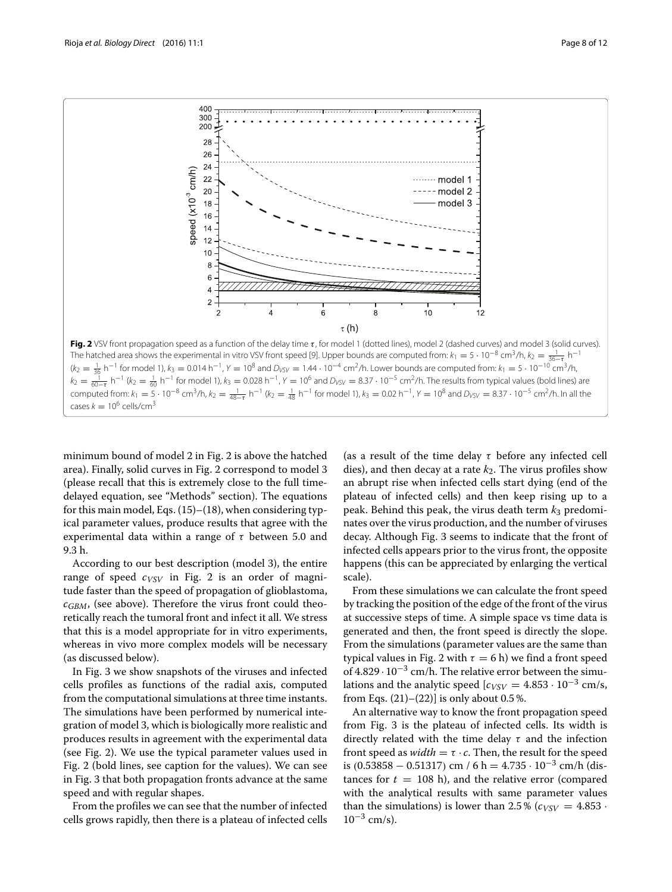**Fig. 2** VSV front propagation speed as a function of the delay time $\tau$, for model 1 (dotted lines), model 2 (dashed curves) and model 3 (solid curves). The hatched area shows the experimental in vitro VSV front speed [9]. Upper bounds are computed from: $k_1 = 5 \cdot 10^{-8}$ cm$^3$/h, $k_2 = \frac{1}{36-\tau}$ h$^{-1}$ ($k_2 = \frac{1}{36}$ h$^{-1}$ for model 1), $k_3 = 0.014$ h$^{-1}$, $Y = 10^8$ and $D_{VSV} = 1.44 \cdot 10^{-4}$ cm$^2$/h. Lower bounds are computed from: $k_1 = 5 \cdot 10^{-10}$ cm$^3$/h, $k_2 = \frac{1}{60-\tau}$ h$^{-1}$ ($k_2 = \frac{1}{60}$ h$^{-1}$ for model 1), $k_3 = 0.028$ h$^{-1}$, $Y = 10^6$ and $D_{VSV} = 8.37 \cdot 10^{-5}$ cm$^2$/h. The results from typical values (bold lines) are computed from: $k_1 = 5 \cdot 10^{-8}$ cm$^3$/h, $k_2 = \frac{1}{48-\tau}$ h$^{-1}$ ($k_2 = \frac{1}{48}$ h$^{-1}$ for model 1), $k_3 = 0.02$ h$^{-1}$, $Y = 10^8$ and $D_{VSV} = 8.37 \cdot 10^{-5}$ cm$^2$/h. In all the cases $k = 10^6$ cells/cm$^3$

minimum bound of model 2 in Fig. 2 is above the hatched area). Finally, solid curves in Fig. 2 correspond to model 3 (please recall that this is extremely close to the full time-delayed equation, see "Methods" section). The equations for this main model, Eqs. (15)–(18), when considering typical parameter values, produce results that agree with the experimental data within a range of $\tau$ between 5.0 and 9.3 h.

According to our best description (model 3), the entire range of speed $c_{VSV}$ in Fig. 2 is an order of magnitude faster than the speed of propagation of glioblastoma, $c_{GBM}$, (see above). Therefore the virus front could theoretically reach the tumoral front and infect it all. We stress that this is a model appropriate for in vitro experiments, whereas in vivo more complex models will be necessary (as discussed below).

In Fig. 3 we show snapshots of the viruses and infected cells profiles as functions of the radial axis, computed from the computational simulations at three time instants. The simulations have been performed by numerical integration of model 3, which is biologically more realistic and produces results in agreement with the experimental data (see Fig. 2). We use the typical parameter values used in Fig. 2 (bold lines, see caption for the values). We can see in Fig. 3 that both propagation fronts advance at the same speed and with regular shapes.

From the profiles we can see that the number of infected cells grows rapidly, then there is a plateau of infected cells (as a result of the time delay $\tau$ before any infected cell dies), and then decay at a rate $k_2$. The virus profiles show an abrupt rise when infected cells start dying (end of the plateau of infected cells) and then keep rising up to a peak. Behind this peak, the virus death term $k_3$ predominates over the virus production, and the number of viruses decay. Although Fig. 3 seems to indicate that the front of infected cells appears prior to the virus front, the opposite happens (this can be appreciated by enlarging the vertical scale).

From these simulations we can calculate the front speed by tracking the position of the edge of the front of the virus at successive steps of time. A simple space vs time data is generated and then, the front speed is directly the slope. From the simulations (parameter values are the same than typical values in Fig. 2 with $\tau = 6$ h) we find a front speed of $4.829 \cdot 10^{-3}$ cm/h. The relative error between the simulations and the analytic speed [$c_{VSV} = 4.853 \cdot 10^{-3}$ cm/s, from Eqs. (21)–(22)] is only about 0.5 %.

An alternative way to know the front propagation speed from Fig. 3 is the plateau of infected cells. Its width is directly related with the time delay $\tau$ and the infection front speed as $width = \tau \cdot c$. Then, the result for the speed is $(0.53858 - 0.51317)$ cm / 6 h $= 4.735 \cdot 10^{-3}$ cm/h (distances for $t = 108$ h), and the relative error (compared with the analytical results with same parameter values than the simulations) is lower than 2.5 % ($c_{VSV} = 4.853 \cdot 10^{-3}$ cm/s).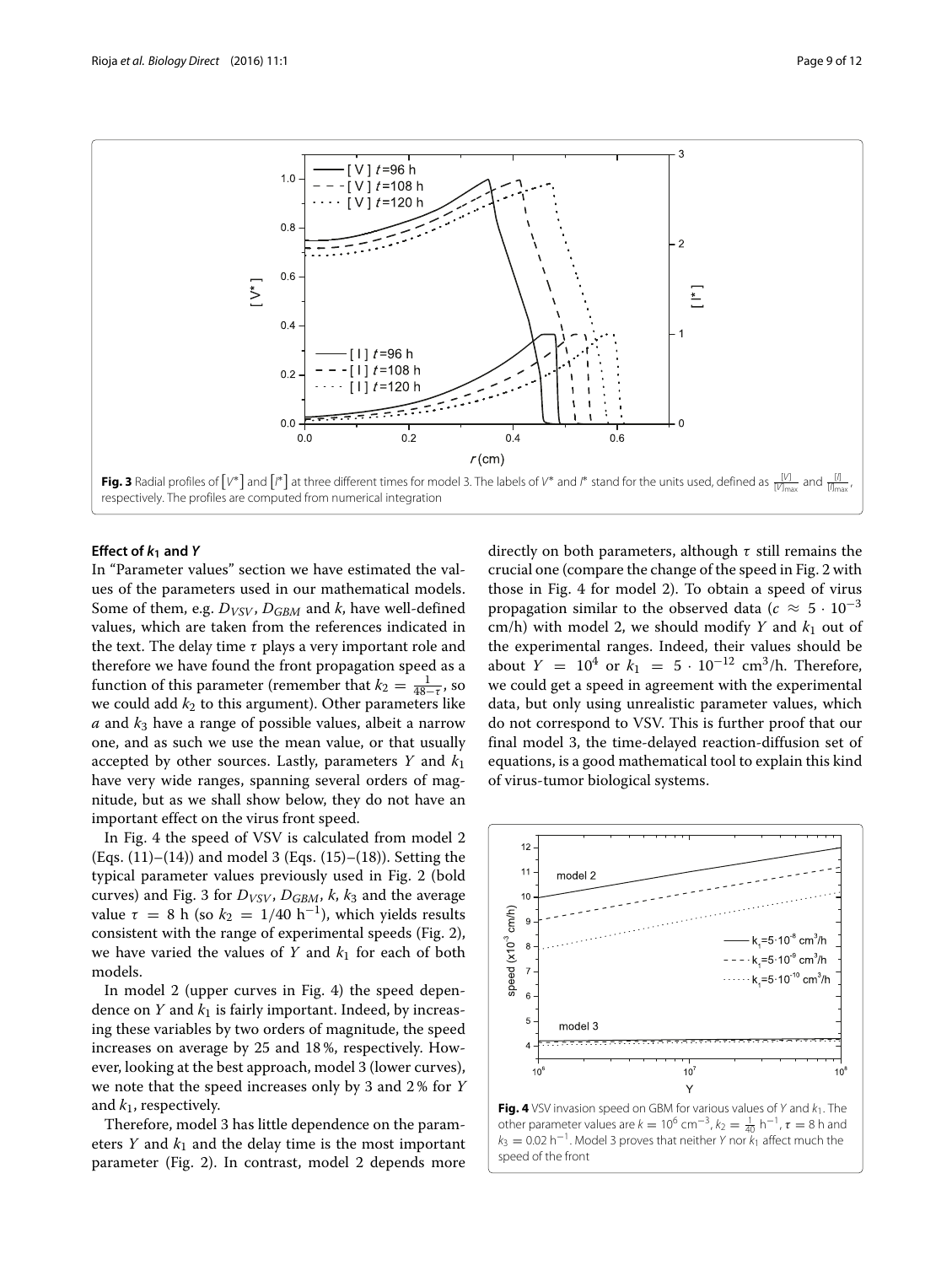**Fig. 3** Radial profiles of $[V^*]$ and $[I^*]$ at three different times for model 3. The labels of $V^*$ and $I^*$ stand for the units used, defined as $\frac{[V]}{[V]_{\max}}$ and $\frac{[I]}{[I]_{\max}}$, respectively. The profiles are computed from numerical integration

### Effect of $k_1$ and $Y$

In "Parameter values" section we have estimated the values of the parameters used in our mathematical models. Some of them, e.g. $D_{VSV}$, $D_{GBM}$ and $k$, have well-defined values, which are taken from the references indicated in the text. The delay time $\tau$ plays a very important role and therefore we have found the front propagation speed as a function of this parameter (remember that $k_2 = \frac{1}{48-\tau}$, so we could add $k_2$ to this argument). Other parameters like $a$ and $k_3$ have a range of possible values, albeit a narrow one, and as such we use the mean value, or that usually accepted by other sources. Lastly, parameters $Y$ and $k_1$ have very wide ranges, spanning several orders of magnitude, but as we shall show below, they do not have an important effect on the virus front speed.

In Fig. 4 the speed of VSV is calculated from model 2 (Eqs. (11)–(14)) and model 3 (Eqs. (15)–(18)). Setting the typical parameter values previously used in Fig. 2 (bold curves) and Fig. 3 for $D_{VSV}$, $D_{GBM}$, $k$, $k_3$ and the average value $\tau = 8$ h (so $k_2 = 1/40$ h$^{-1}$), which yields results consistent with the range of experimental speeds (Fig. 2), we have varied the values of $Y$ and $k_1$ for each of both models.

In model 2 (upper curves in Fig. 4) the speed dependence on $Y$ and $k_1$ is fairly important. Indeed, by increasing these variables by two orders of magnitude, the speed increases on average by 25 and 18 %, respectively. However, looking at the best approach, model 3 (lower curves), we note that the speed increases only by 3 and 2 % for $Y$ and $k_1$, respectively.

Therefore, model 3 has little dependence on the parameters $Y$ and $k_1$ and the delay time is the most important parameter (Fig. 2). In contrast, model 2 depends more directly on both parameters, although $\tau$ still remains the crucial one (compare the change of the speed in Fig. 2 with those in Fig. 4 for model 2). To obtain a speed of virus propagation similar to the observed data ($c \approx 5 \cdot 10^{-3}$ cm/h) with model 2, we should modify $Y$ and $k_1$ out of the experimental ranges. Indeed, their values should be about $Y = 10^4$ or $k_1 = 5 \cdot 10^{-12}$ cm$^3$/h. Therefore, we could get a speed in agreement with the experimental data, but only using unrealistic parameter values, which do not correspond to VSV. This is further proof that our final model 3, the time-delayed reaction-diffusion set of equations, is a good mathematical tool to explain this kind of virus-tumor biological systems.

**Fig. 4** VSV invasion speed on GBM for various values of $Y$ and $k_1$. The other parameter values are $k = 10^6$ cm$^{-3}$, $k_2 = \frac{1}{40}$ h$^{-1}$, $\tau = 8$ h and $k_3 = 0.02$ h$^{-1}$. Model 3 proves that neither $Y$ nor $k_1$ affect much the speed of the front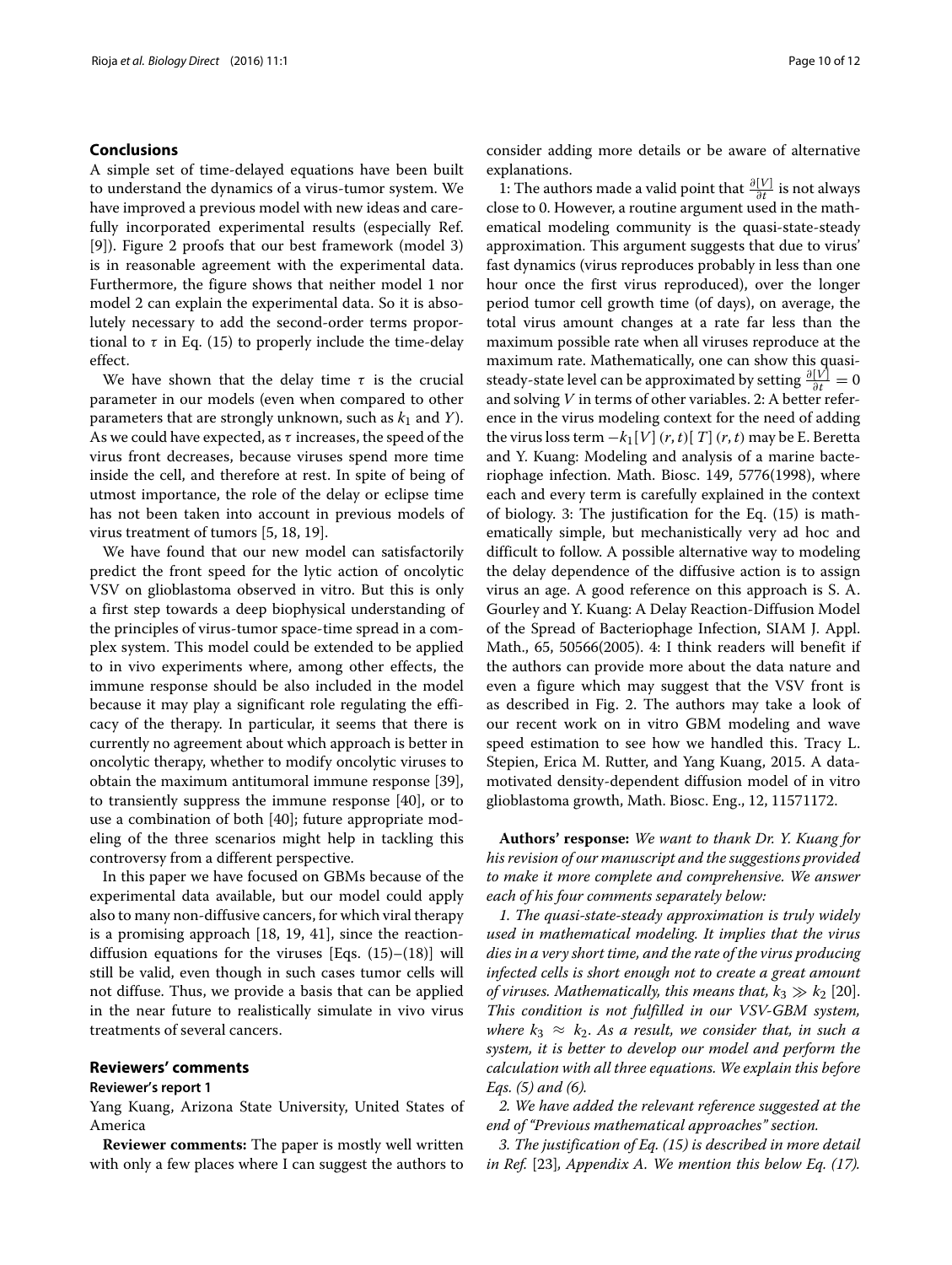## Conclusions

A simple set of time-delayed equations have been built to understand the dynamics of a virus-tumor system. We have improved a previous model with new ideas and carefully incorporated experimental results (especially Ref. [9]). Figure 2 proofs that our best framework (model 3) is in reasonable agreement with the experimental data. Furthermore, the figure shows that neither model 1 nor model 2 can explain the experimental data. So it is absolutely necessary to add the second-order terms proportional to $\tau$ in Eq. (15) to properly include the time-delay effect.

We have shown that the delay time $\tau$ is the crucial parameter in our models (even when compared to other parameters that are strongly unknown, such as $k_1$ and $Y$). As we could have expected, as $\tau$ increases, the speed of the virus front decreases, because viruses spend more time inside the cell, and therefore at rest. In spite of being of utmost importance, the role of the delay or eclipse time has not been taken into account in previous models of virus treatment of tumors [5, 18, 19].

We have found that our new model can satisfactorily predict the front speed for the lytic action of oncolytic VSV on glioblastoma observed in vitro. But this is only a first step towards a deep biophysical understanding of the principles of virus-tumor space-time spread in a complex system. This model could be extended to be applied to in vivo experiments where, among other effects, the immune response should be also included in the model because it may play a significant role regulating the efficacy of the therapy. In particular, it seems that there is currently no agreement about which approach is better in oncolytic therapy, whether to modify oncolytic viruses to obtain the maximum antitumoral immune response [39], to transiently suppress the immune response [40], or to use a combination of both [40]; future appropriate modeling of the three scenarios might help in tackling this controversy from a different perspective.

In this paper we have focused on GBMs because of the experimental data available, but our model could apply also to many non-diffusive cancers, for which viral therapy is a promising approach [18, 19, 41], since the reaction-diffusion equations for the viruses [Eqs. (15)–(18)] will still be valid, even though in such cases tumor cells will not diffuse. Thus, we provide a basis that can be applied in the near future to realistically simulate in vivo virus treatments of several cancers.

## Reviewers' comments

### Reviewer's report 1

Yang Kuang, Arizona State University, United States of America

**Reviewer comments:** The paper is mostly well written with only a few places where I can suggest the authors to consider adding more details or be aware of alternative explanations.

1: The authors made a valid point that $\frac{\partial [V]}{\partial t}$ is not always close to 0. However, a routine argument used in the mathematical modeling community is the quasi-state-steady approximation. This argument suggests that due to virus' fast dynamics (virus reproduces probably in less than one hour once the first virus reproduced), over the longer period tumor cell growth time (of days), on average, the total virus amount changes at a rate far less than the maximum possible rate when all viruses reproduce at the maximum rate. Mathematically, one can show this quasi-steady-state level can be approximated by setting $\frac{\partial [V]}{\partial t} = 0$ and solving $V$ in terms of other variables. 2: A better reference in the virus modeling context for the need of adding the virus loss term $-k_1 [V]\,(r,t) [\,T]\,(r,t)$ may be E. Beretta and Y. Kuang: Modeling and analysis of a marine bacteriophage infection. Math. Biosc. 149, 5776(1998), where each and every term is carefully explained in the context of biology. 3: The justification for the Eq. (15) is mathematically simple, but mechanistically very ad hoc and difficult to follow. A possible alternative way to modeling the delay dependence of the diffusive action is to assign virus an age. A good reference on this approach is S. A. Gourley and Y. Kuang: A Delay Reaction-Diffusion Model of the Spread of Bacteriophage Infection, SIAM J. Appl. Math., 65, 50566(2005). 4: I think readers will benefit if the authors can provide more about the data nature and even a figure which may suggest that the VSV front is as described in Fig. 2. The authors may take a look of our recent work on in vitro GBM modeling and wave speed estimation to see how we handled this. Tracy L. Stepien, Erica M. Rutter, and Yang Kuang, 2015. A data-motivated density-dependent diffusion model of in vitro glioblastoma growth, Math. Biosc. Eng., 12, 11571172.

**Authors' response:** *We want to thank Dr. Y. Kuang for his revision of our manuscript and the suggestions provided to make it more complete and comprehensive. We answer each of his four comments separately below:*

*1. The quasi-state-steady approximation is truly widely used in mathematical modeling. It implies that the virus dies in a very short time, and the rate of the virus producing infected cells is short enough not to create a great amount of viruses. Mathematically, this means that, $k_3 \gg k_2$ [20]. This condition is not fulfilled in our VSV-GBM system, where $k_3 \approx k_2$. As a result, we consider that, in such a system, it is better to develop our model and perform the calculation with all three equations. We explain this before Eqs. (5) and (6).*

*2. We have added the relevant reference suggested at the end of "Previous mathematical approaches" section.*

*3. The justification of Eq. (15) is described in more detail in Ref. [23], Appendix A. We mention this below Eq. (17).*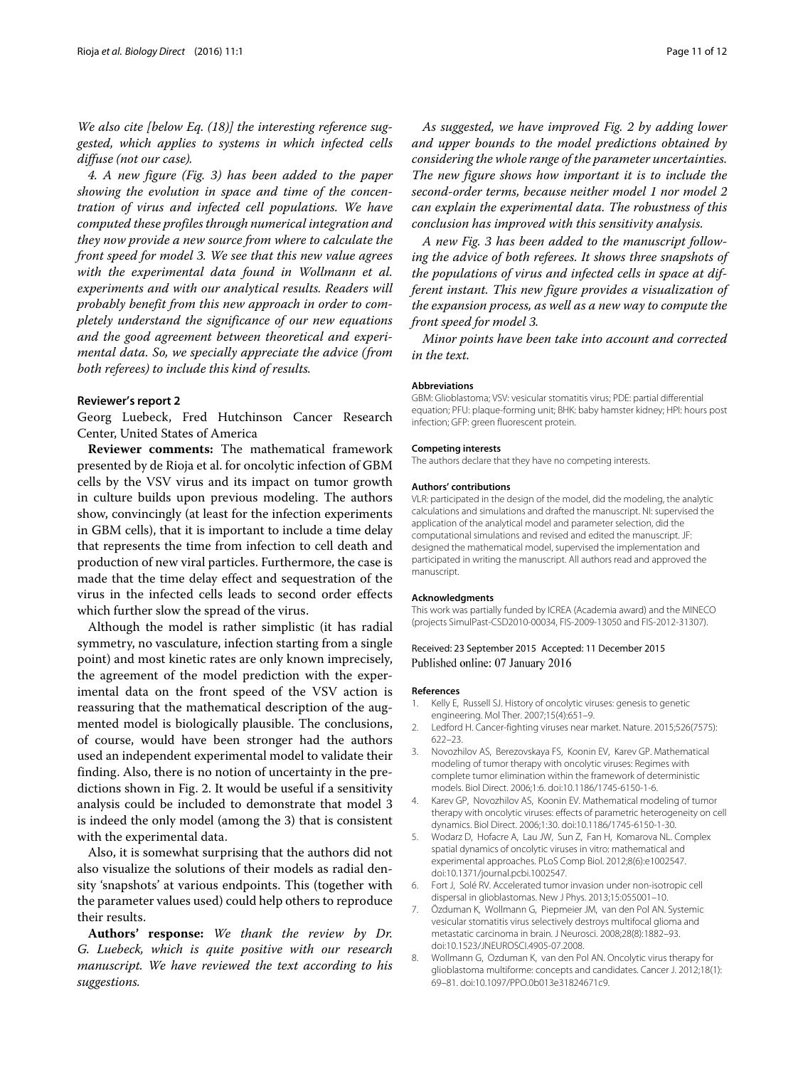*We also cite [below Eq. (18)] the interesting reference suggested, which applies to systems in which infected cells diffuse (not our case).*

*4. A new figure (Fig. 3) has been added to the paper showing the evolution in space and time of the concentration of virus and infected cell populations. We have computed these profiles through numerical integration and they now provide a new source from where to calculate the front speed for model 3. We see that this new value agrees with the experimental data found in Wollmann et al. experiments and with our analytical results. Readers will probably benefit from this new approach in order to completely understand the significance of our new equations and the good agreement between theoretical and experimental data. So, we specially appreciate the advice (from both referees) to include this kind of results.*

#### Reviewer's report 2

Georg Luebeck, Fred Hutchinson Cancer Research Center, United States of America

**Reviewer comments:** The mathematical framework presented by de Rioja et al. for oncolytic infection of GBM cells by the VSV virus and its impact on tumor growth in culture builds upon previous modeling. The authors show, convincingly (at least for the infection experiments in GBM cells), that it is important to include a time delay that represents the time from infection to cell death and production of new viral particles. Furthermore, the case is made that the time delay effect and sequestration of the virus in the infected cells leads to second order effects which further slow the spread of the virus.

Although the model is rather simplistic (it has radial symmetry, no vasculature, infection starting from a single point) and most kinetic rates are only known imprecisely, the agreement of the model prediction with the experimental data on the front speed of the VSV action is reassuring that the mathematical description of the augmented model is biologically plausible. The conclusions, of course, would have been stronger had the authors used an independent experimental model to validate their finding. Also, there is no notion of uncertainty in the predictions shown in Fig. 2. It would be useful if a sensitivity analysis could be included to demonstrate that model 3 is indeed the only model (among the 3) that is consistent with the experimental data.

Also, it is somewhat surprising that the authors did not also visualize the solutions of their models as radial density 'snapshots' at various endpoints. This (together with the parameter values used) could help others to reproduce their results.

**Authors' response:** *We thank the review by Dr. G. Luebeck, which is quite positive with our research manuscript. We have reviewed the text according to his suggestions.*

*As suggested, we have improved Fig. 2 by adding lower and upper bounds to the model predictions obtained by considering the whole range of the parameter uncertainties. The new figure shows how important it is to include the second-order terms, because neither model 1 nor model 2 can explain the experimental data. The robustness of this conclusion has improved with this sensitivity analysis.*

*A new Fig. 3 has been added to the manuscript following the advice of both referees. It shows three snapshots of the populations of virus and infected cells in space at different instant. This new figure provides a visualization of the expansion process, as well as a new way to compute the front speed for model 3.*

*Minor points have been take into account and corrected in the text.*

#### Abbreviations

GBM: Glioblastoma; VSV: vesicular stomatitis virus; PDE: partial differential equation; PFU: plaque-forming unit; BHK: baby hamster kidney; HPI: hours post infection; GFP: green fluorescent protein.

#### Competing interests

The authors declare that they have no competing interests.

#### Authors' contributions

VLR: participated in the design of the model, did the modeling, the analytic calculations and simulations and drafted the manuscript. NI: supervised the application of the analytical model and parameter selection, did the computational simulations and revised and edited the manuscript. JF: designed the mathematical model, supervised the implementation and participated in writing the manuscript. All authors read and approved the manuscript.

#### Acknowledgments

This work was partially funded by ICREA (Academia award) and the MINECO (projects SimulPast-CSD2010-00034, FIS-2009-13050 and FIS-2012-31307).

Received: 23 September 2015 Accepted: 11 December 2015
Published online: 07 January 2016

#### References

1. Kelly E, Russell SJ. History of oncolytic viruses: genesis to genetic engineering. Mol Ther. 2007;15(4):651–9.
2. Ledford H. Cancer-fighting viruses near market. Nature. 2015;526(7575): 622–23.
3. Novozhilov AS, Berezovskaya FS, Koonin EV, Karev GP. Mathematical modeling of tumor therapy with oncolytic viruses: Regimes with complete tumor elimination within the framework of deterministic models. Biol Direct. 2006;1:6. doi:10.1186/1745-6150-1-6.
4. Karev GP, Novozhilov AS, Koonin EV. Mathematical modeling of tumor therapy with oncolytic viruses: effects of parametric heterogeneity on cell dynamics. Biol Direct. 2006;1:30. doi:10.1186/1745-6150-1-30.
5. Wodarz D, Hofacre A, Lau JW, Sun Z, Fan H, Komarova NL. Complex spatial dynamics of oncolytic viruses in vitro: mathematical and experimental approaches. PLoS Comp Biol. 2012;8(6):e1002547. doi:10.1371/journal.pcbi.1002547.
6. Fort J, Solé RV. Accelerated tumor invasion under non-isotropic cell dispersal in glioblastomas. New J Phys. 2013;15:055001–10.
7. Özduman K, Wollmann G, Piepmeier JM, van den Pol AN. Systemic vesicular stomatitis virus selectively destroys multifocal glioma and metastatic carcinoma in brain. J Neurosci. 2008;28(8):1882–93. doi:10.1523/JNEUROSCI.4905-07.2008.
8. Wollmann G, Ozduman K, van den Pol AN. Oncolytic virus therapy for glioblastoma multiforme: concepts and candidates. Cancer J. 2012;18(1): 69–81. doi:10.1097/PPO.0b013e31824671c9.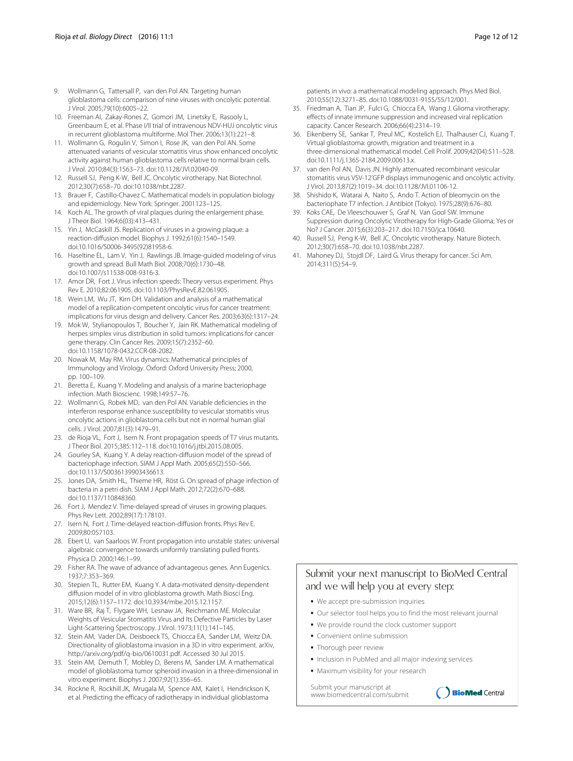9. Wollmann G, Tattersall P, van den Pol AN. Targeting human glioblastoma cells: comparison of nine viruses with oncolytic potential. J Virol. 2005;79(10):6005–22.
10. Freeman AI, Zakay-Rones Z, Gomori JM, Linetsky E, Rasooly L, Greenbaum E, et al. Phase I/II trial of intravenous NDV-HUJ oncolytic virus in recurrent glioblastoma multiforme. Mol Ther. 2006;13(1):221–8.
11. Wollmann G, Rogulin V, Simon I, Rose JK, van den Pol AN. Some attenuated variants of vesicular stomatitis virus show enhanced oncolytic activity against human glioblastoma cells relative to normal brain cells. J Virol. 2010;84(3):1563–73. doi:10.1128/JVI.02040-09.
12. Russell SJ, Peng K-W, Bell JC. Oncolytic virotherapy. Nat Biotechnol. 2012;30(7):658–70. doi:10.1038/nbt.2287.
13. Brauer F, Castillo-Chavez C. Mathematical models in population biology and epidemiology. New York: Springer. 2001123–125.
14. Koch AL. The growth of viral plaques during the enlargement phase. J Theor Biol. 1964;6(03):413–431.
15. Yin J, McCaskill JS. Replication of viruses in a growing plaque: a reaction-diffusion model. Biophys J. 1992;61(6):1540–1549. doi:10.1016/S0006-3495(92)81958-6.
16. Haseltine EL, Lam V, Yin J, Rawlings JB. Image-guided modeling of virus growth and spread. Bull Math Biol. 2008;70(6):1730–48. doi:10.1007/s11538-008-9316-3.
17. Amor DR, Fort J. Virus infection speeds: Theory versus experiment. Phys Rev E. 2010;82:061905. doi:10.1103/PhysRevE.82.061905.
18. Wein LM, Wu JT, Kirn DH. Validation and analysis of a mathematical model of a replication-competent oncolytic virus for cancer treatment: implications for virus design and delivery. Cancer Res. 2003;63(6):1317–24.
19. Mok W, Stylianopoulos T, Boucher Y, Jain RK. Mathematical modeling of herpes simplex virus distribution in solid tumors: implications for cancer gene therapy. Clin Cancer Res. 2009;15(7):2352–60. doi:10.1158/1078-0432.CCR-08-2082.
20. Nowak M, May RM. Virus dynamics: Mathematical principles of Immunology and Virology. Oxford: Oxford University Press; 2000, pp. 100–109.
21. Beretta E, Kuang Y. Modeling and analysis of a marine bacteriophage infection. Math Bioscienc. 1998;149:57–76.
22. Wollmann G, Robek MD, van den Pol AN. Variable deficiencies in the interferon response enhance susceptibility to vesicular stomatitis virus oncolytic actions in glioblastoma cells but not in normal human glial cells. J Virol. 2007;81(3):1479–91.
23. de Rioja VL, Fort J, Isern N. Front propagation speeds of T7 virus mutants. J Theor Biol. 2015;385:112–118. doi:10.1016/j.jtbi.2015.08.005.
24. Gourley SA, Kuang Y. A delay reaction-diffusion model of the spread of bacteriophage infection. SIAM J Appl Math. 2005;65(2):550–566. doi:10.1137/S0036139903436613.
25. Jones DA, Smith HL, Thieme HR, Röst G. On spread of phage infection of bacteria in a petri dish. SIAM J Appl Math. 2012;72(2):670–688. doi:10.1137/110848360.
26. Fort J, Mendez V. Time-delayed spread of viruses in growing plaques. Phys Rev Lett. 2002;89(17):178101.
27. Isern N, Fort J. Time-delayed reaction-diffusion fronts. Phys Rev E. 2009;80:057103.
28. Ebert U, van Saarloos W. Front propagation into unstable states: universal algebraic convergence towards uniformly translating pulled fronts. Physica D. 2000;146:1–99.
29. Fisher RA. The wave of advance of advantageous genes. Ann Eugenics. 1937;7:353–369.
30. Stepien TL, Rutter EM, Kuang Y. A data-motivated density-dependent diffusion model of in vitro glioblastoma growth. Math Biosci Eng. 2015;12(6):1157–1172. doi:10.3934/mbe.2015.12.1157.
31. Ware BR, Raj T, Flygare WH, Lesnaw JA, Reichmann ME. Molecular Weights of Vesicular Stomatitis Virus and Its Defective Particles by Laser Light-Scattering Spectroscopy. J Virol. 1973;11(1):141–145.
32. Stein AM, Vader DA, Deisboeck TS, Chiocca EA, Sander LM, Weitz DA. Directionality of glioblastoma invasion in a 3D in vitro experiment. arXiv, http://arxiv.org/pdf/q-bio/0610031.pdf. Accessed 30 Jul 2015.
33. Stein AM, Demuth T, Mobley D, Berens M, Sander LM. A mathematical model of glioblastoma tumor spheroid invasion in a three-dimensional in vitro experiment. Biophys J. 2007;92(1):356–65.
34. Rockne R, Rockhill JK, Mrugala M, Spence AM, Kalet I, Hendrickson K, et al. Predicting the efficacy of radiotherapy in individual glioblastoma patients in vivo: a mathematical modeling approach. Phys Med Biol. 2010;55(12):3271–85. doi:10.1088/0031-9155/55/12/001.
35. Friedman A, Tian JP, Fulci G, Chiocca EA, Wang J. Glioma virotherapy: effects of innate immune suppression and increased viral replication capacity. Cancer Research. 2006;66(4):2314–19.
36. Eikenberry SE, Sankar T, Preul MC, Kostelich EJ, Thalhauser CJ, Kuang T. Virtual glioblastoma: growth, migration and treatment in a three-dimensional mathematical model. Cell Prolif. 2009;42(04):511–528. doi:10.1111/j.1365-2184.2009.00613.x.
37. van den Pol AN, Davis JN. Highly attenuated recombinant vesicular stomatitis virus VSV-12'GFP displays immunogenic and oncolytic activity. J Virol. 2013;87(2):1019–34. doi:10.1128/JVI.01106-12.
38. Shishido K, Watarai A, Naito S, Ando T. Action of bleomycin on the bacteriophage T7 infection. J Antibiot (Tokyo). 1975;28(9):676–80.
39. Koks CAE, De Vleeschouwer S, Graf N, Van Gool SW. Immune Suppression during Oncolytic Virotherapy for High-Grade Glioma; Yes or No? J Cancer. 2015;6(3):203–217. doi:10.7150/jca.10640.
40. Russell SJ, Peng K-W, Bell JC. Oncolytic virotherapy. Nature Biotech. 2012;30(7):658–70. doi:10.1038/nbt.2287.
41. Mahoney DJ, Stojdl DF, Laird G. Virus therapy for cancer. Sci Am. 2014;311(5):54–9.

Submit your next manuscript to BioMed Central and we will help you at every step:

- We accept pre-submission inquiries
- Our selector tool helps you to find the most relevant journal
- We provide round the clock customer support
- Convenient online submission
- Thorough peer review
- Inclusion in PubMed and all major indexing services
- Maximum visibility for your research

Submit your manuscript at www.biomedcentral.com/submit

BioMed Central